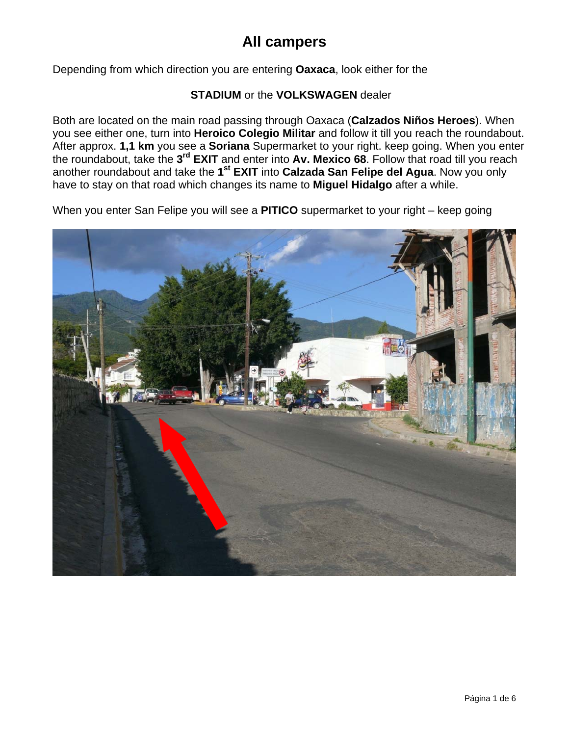# All campers

Depending from which direction you are entering **Oaxaca**, look either for the

**STADIUM** or the **VOLKSWAGEN** dealer

Both are located on the main road passing through Oaxaca (**Calzados Niños Heroes**). When you see either one, turn into **Heroico Colegio Militar** and follow it till you reach the roundabout. After approx. **1,1 km** you see a **Soriana** Supermarket to your right. keep going. When you enter the roundabout, take the **3rd EXIT** and enter into **Av. Mexico 68**. Follow that road till you reach another roundabout and take the **1st EXIT** into **Calzada San Felipe del Agua**. Now you only have to stay on that road which changes its name to **Miguel Hidalgo** after a while.

When you enter San Felipe you will see a **PITICO** supermarket to your right – keep going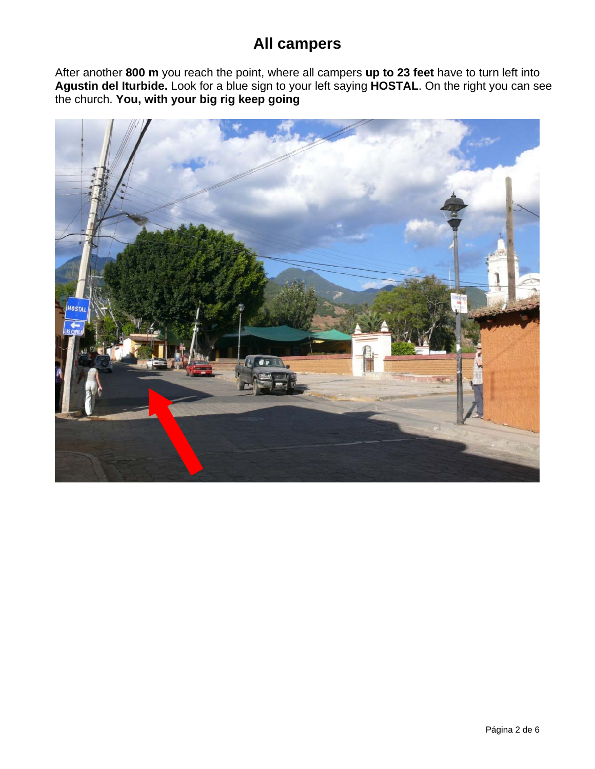# All campers

After another **800 m** you reach the point, where all campers **up to 23 feet** have to turn left into **Agustin del Iturbide.** Look for a blue sign to your left saying **HOSTAL**. On the right you can see the church. **You, with your big rig keep going**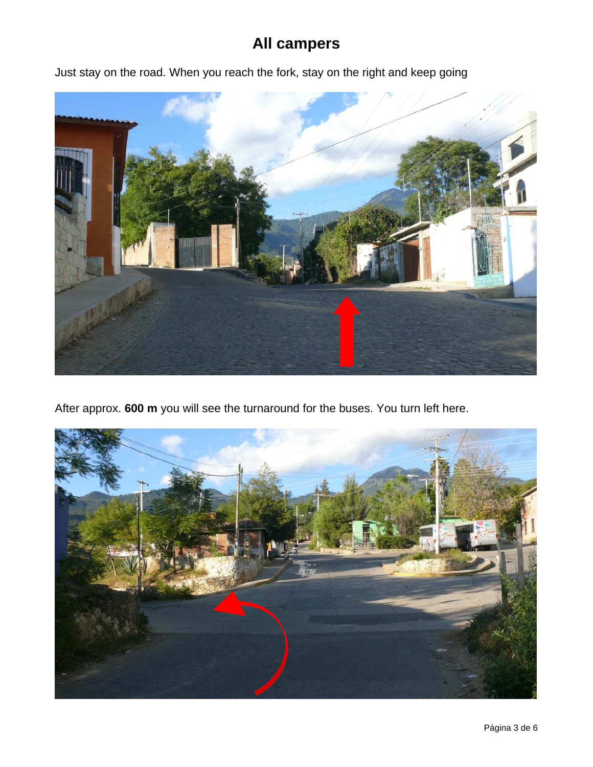# All campers

Just stay on the road. When you reach the fork, stay on the right and keep going

After approx. **600 m** you will see the turnaround for the buses. You turn left here.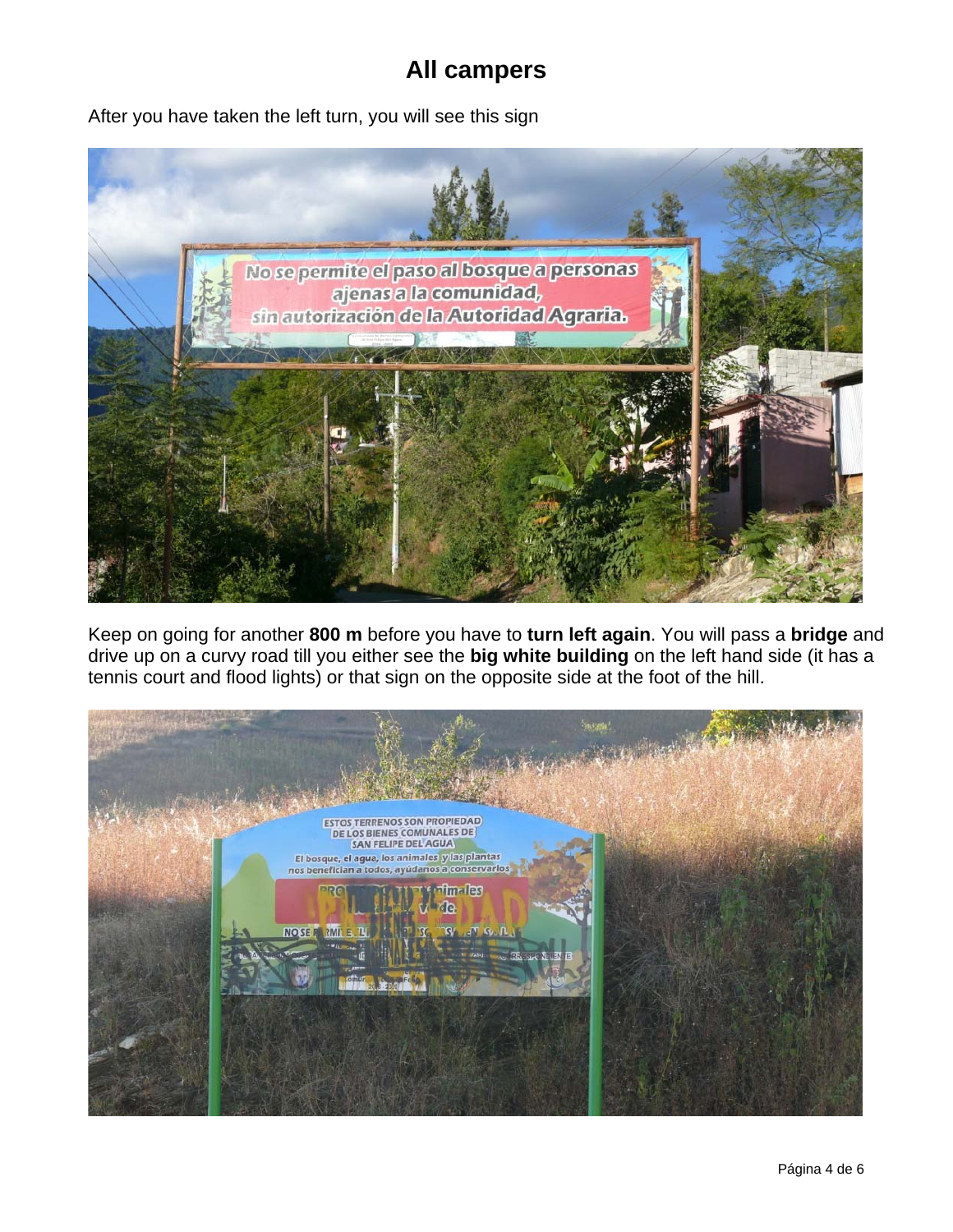# All campers

After you have taken the left turn, you will see this sign

Keep on going for another **800 m** before you have to **turn left again**. You will pass a **bridge** and drive up on a curvy road till you either see the **big white building** on the left hand side (it has a tennis court and flood lights) or that sign on the opposite side at the foot of the hill.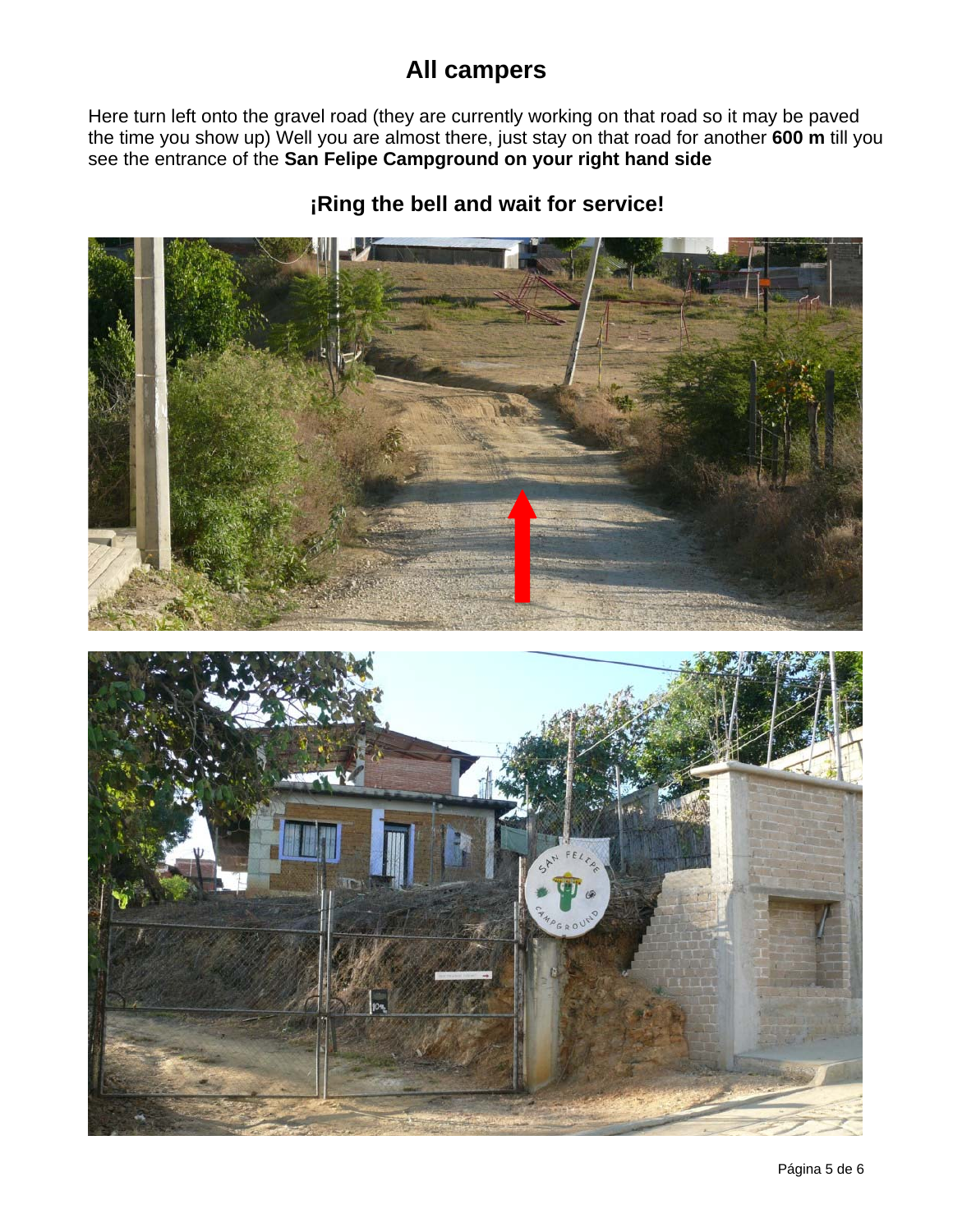# All campers

Here turn left onto the gravel road (they are currently working on that road so it may be paved the time you show up) Well you are almost there, just stay on that road for another **600 m** till you see the entrance of the **San Felipe Campground on your right hand side**

## ¡Ring the bell and wait for service!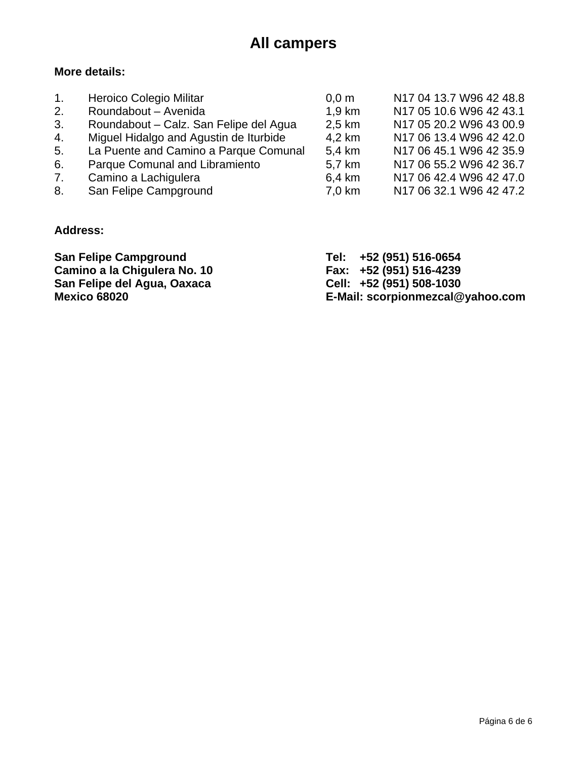# All campers

**More details:**

| | | | |
|---|---|---|---|
| 1. | Heroico Colegio Militar | 0,0 m | N17 04 13.7 W96 42 48.8 |
| 2. | Roundabout – Avenida | 1,9 km | N17 05 10.6 W96 42 43.1 |
| 3. | Roundabout – Calz. San Felipe del Agua | 2,5 km | N17 05 20.2 W96 43 00.9 |
| 4. | Miguel Hidalgo and Agustin de Iturbide | 4,2 km | N17 06 13.4 W96 42 42.0 |
| 5. | La Puente and Camino a Parque Comunal | 5,4 km | N17 06 45.1 W96 42 35.9 |
| 6. | Parque Comunal and Libramiento | 5,7 km | N17 06 55.2 W96 42 36.7 |
| 7. | Camino a Lachigulera | 6,4 km | N17 06 42.4 W96 42 47.0 |
| 8. | San Felipe Campground | 7,0 km | N17 06 32.1 W96 42 47.2 |

**Address:**

**San Felipe Campground**
**Camino a la Chigulera No. 10**
**San Felipe del Agua, Oaxaca**
**Mexico 68020**

**Tel: +52 (951) 516-0654**
**Fax: +52 (951) 516-4239**
**Cell: +52 (951) 508-1030**
**E-Mail: scorpionmezcal@yahoo.com**